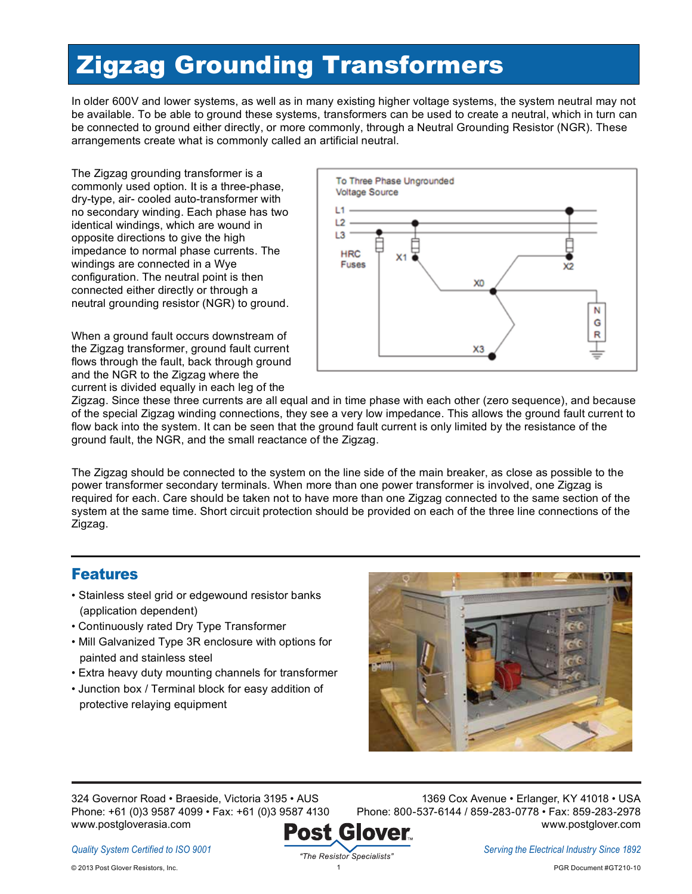# Zigzag Grounding Transformers

In older 600V and lower systems, as well as in many existing higher voltage systems, the system neutral may not be available. To be able to ground these systems, transformers can be used to create a neutral, which in turn can be connected to ground either directly, or more commonly, through a Neutral Grounding Resistor (NGR). These arrangements create what is commonly called an artificial neutral.

The Zigzag grounding transformer is a commonly used option. It is a three-phase, dry-type, air- cooled auto-transformer with no secondary winding. Each phase has two identical windings, which are wound in opposite directions to give the high impedance to normal phase currents. The windings are connected in a Wye configuration. The neutral point is then connected either directly or through a neutral grounding resistor (NGR) to ground.

When a ground fault occurs downstream of the Zigzag transformer, ground fault current flows through the fault, back through ground and the NGR to the Zigzag where the current is divided equally in each leg of the Zigzag. Since these three currents are all equal and in time phase with each other (zero sequence), and because of the special Zigzag winding connections, they see a very low impedance. This allows the ground fault current to flow back into the system. It can be seen that the ground fault current is only limited by the resistance of the ground fault, the NGR, and the small reactance of the Zigzag.

The Zigzag should be connected to the system on the line side of the main breaker, as close as possible to the power transformer secondary terminals. When more than one power transformer is involved, one Zigzag is required for each. Care should be taken not to have more than one Zigzag connected to the same section of the system at the same time. Short circuit protection should be provided on each of the three line connections of the Zigzag.

## Features

- Stainless steel grid or edgewound resistor banks (application dependent)
- Continuously rated Dry Type Transformer
- Mill Galvanized Type 3R enclosure with options for painted and stainless steel
- Extra heavy duty mounting channels for transformer
- Junction box / Terminal block for easy addition of protective relaying equipment

324 Governor Road • Braeside, Victoria 3195 • AUS
Phone: +61 (0)3 9587 4099 • Fax: +61 (0)3 9587 4130
www.postgloverasia.com

1369 Cox Avenue • Erlanger, KY 41018 • USA
Phone: 800-537-6144 / 859-283-0778 • Fax: 859-283-2978
www.postglover.com

**Post Glover**
*"The Resistor Specialists"*

*Quality System Certified to ISO 9001*

*Serving the Electrical Industry Since 1892*

© 2013 Post Glover Resistors, Inc.

PGR Document #GT210-10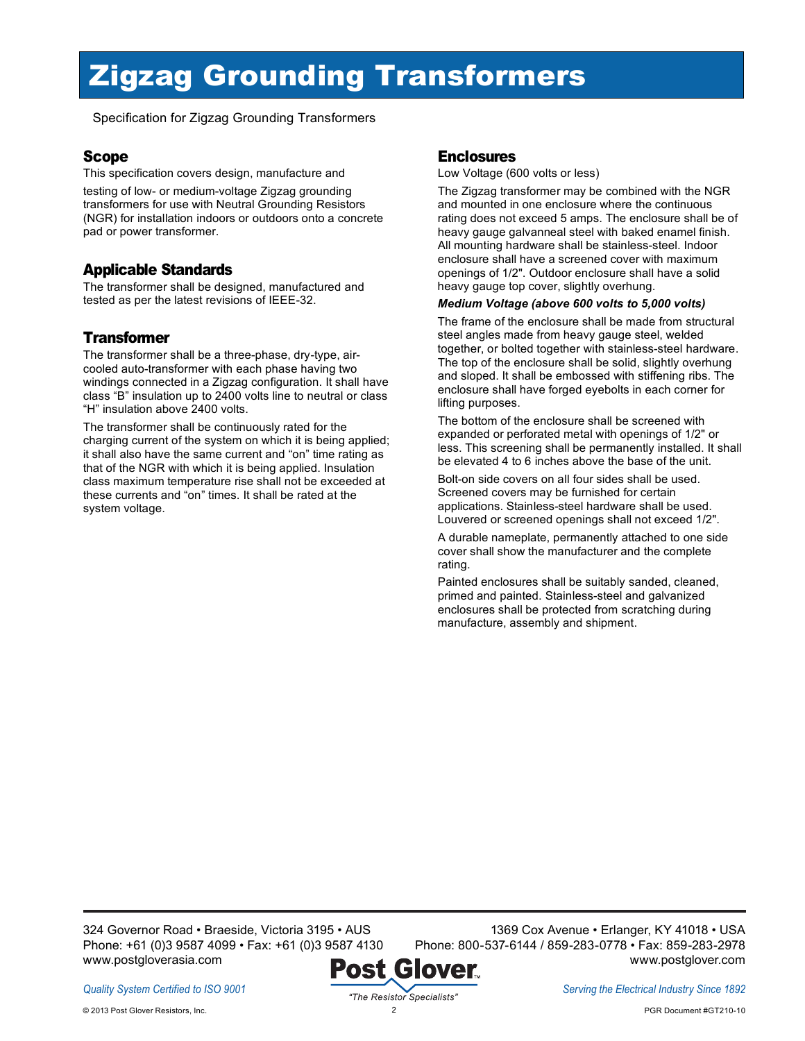# Zigzag Grounding Transformers

Specification for Zigzag Grounding Transformers

## Scope

This specification covers design, manufacture and testing of low- or medium-voltage Zigzag grounding transformers for use with Neutral Grounding Resistors (NGR) for installation indoors or outdoors onto a concrete pad or power transformer.

## Applicable Standards

The transformer shall be designed, manufactured and tested as per the latest revisions of IEEE-32.

## Transformer

The transformer shall be a three-phase, dry-type, air-cooled auto-transformer with each phase having two windings connected in a Zigzag configuration. It shall have class "B" insulation up to 2400 volts line to neutral or class "H" insulation above 2400 volts.

The transformer shall be continuously rated for the charging current of the system on which it is being applied; it shall also have the same current and "on" time rating as that of the NGR with which it is being applied. Insulation class maximum temperature rise shall not be exceeded at these currents and "on" times. It shall be rated at the system voltage.

## Enclosures

Low Voltage (600 volts or less)

The Zigzag transformer may be combined with the NGR and mounted in one enclosure where the continuous rating does not exceed 5 amps. The enclosure shall be of heavy gauge galvanneal steel with baked enamel finish. All mounting hardware shall be stainless-steel. Indoor enclosure shall have a screened cover with maximum openings of 1/2". Outdoor enclosure shall have a solid heavy gauge top cover, slightly overhung.

***Medium Voltage (above 600 volts to 5,000 volts)***

The frame of the enclosure shall be made from structural steel angles made from heavy gauge steel, welded together, or bolted together with stainless-steel hardware. The top of the enclosure shall be solid, slightly overhung and sloped. It shall be embossed with stiffening ribs. The enclosure shall have forged eyebolts in each corner for lifting purposes.

The bottom of the enclosure shall be screened with expanded or perforated metal with openings of 1/2" or less. This screening shall be permanently installed. It shall be elevated 4 to 6 inches above the base of the unit.

Bolt-on side covers on all four sides shall be used. Screened covers may be furnished for certain applications. Stainless-steel hardware shall be used. Louvered or screened openings shall not exceed 1/2".

A durable nameplate, permanently attached to one side cover shall show the manufacturer and the complete rating.

Painted enclosures shall be suitably sanded, cleaned, primed and painted. Stainless-steel and galvanized enclosures shall be protected from scratching during manufacture, assembly and shipment.

324 Governor Road • Braeside, Victoria 3195 • AUS
Phone: +61 (0)3 9587 4099 • Fax: +61 (0)3 9587 4130
www.postgloverasia.com

1369 Cox Avenue • Erlanger, KY 41018 • USA
Phone: 800-537-6144 / 859-283-0778 • Fax: 859-283-2978
www.postglover.com

Post Glover™ "The Resistor Specialists"

*Quality System Certified to ISO 9001*

*Serving the Electrical Industry Since 1892*

© 2013 Post Glover Resistors, Inc.

PGR Document #GT210-10